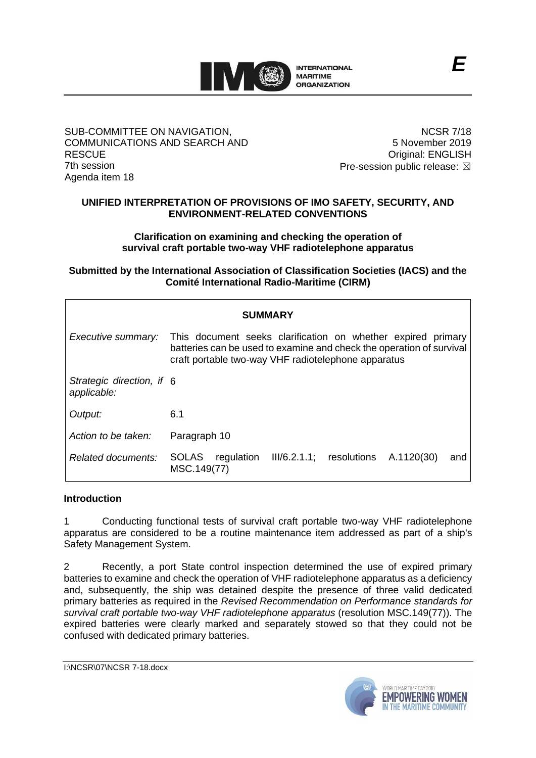E

SUB-COMMITTEE ON NAVIGATION, COMMUNICATIONS AND SEARCH AND RESCUE
7th session
Agenda item 18

NCSR 7/18
5 November 2019
Original: ENGLISH
Pre-session public release: ☒

## UNIFIED INTERPRETATION OF PROVISIONS OF IMO SAFETY, SECURITY, AND ENVIRONMENT-RELATED CONVENTIONS

### Clarification on examining and checking the operation of survival craft portable two-way VHF radiotelephone apparatus

**Submitted by the International Association of Classification Societies (IACS) and the Comité International Radio-Maritime (CIRM)**

| **SUMMARY** | |
|---|---|
| *Executive summary:* | This document seeks clarification on whether expired primary batteries can be used to examine and check the operation of survival craft portable two-way VHF radiotelephone apparatus |
| *Strategic direction, if applicable:* | 6 |
| *Output:* | 6.1 |
| *Action to be taken:* | Paragraph 10 |
| *Related documents:* | SOLAS regulation III/6.2.1.1; resolutions A.1120(30) and MSC.149(77) |

**Introduction**

1 Conducting functional tests of survival craft portable two-way VHF radiotelephone apparatus are considered to be a routine maintenance item addressed as part of a ship's Safety Management System.

2 Recently, a port State control inspection determined the use of expired primary batteries to examine and check the operation of VHF radiotelephone apparatus as a deficiency and, subsequently, the ship was detained despite the presence of three valid dedicated primary batteries as required in the *Revised Recommendation on Performance standards for survival craft portable two-way VHF radiotelephone apparatus* (resolution MSC.149(77)). The expired batteries were clearly marked and separately stowed so that they could not be confused with dedicated primary batteries.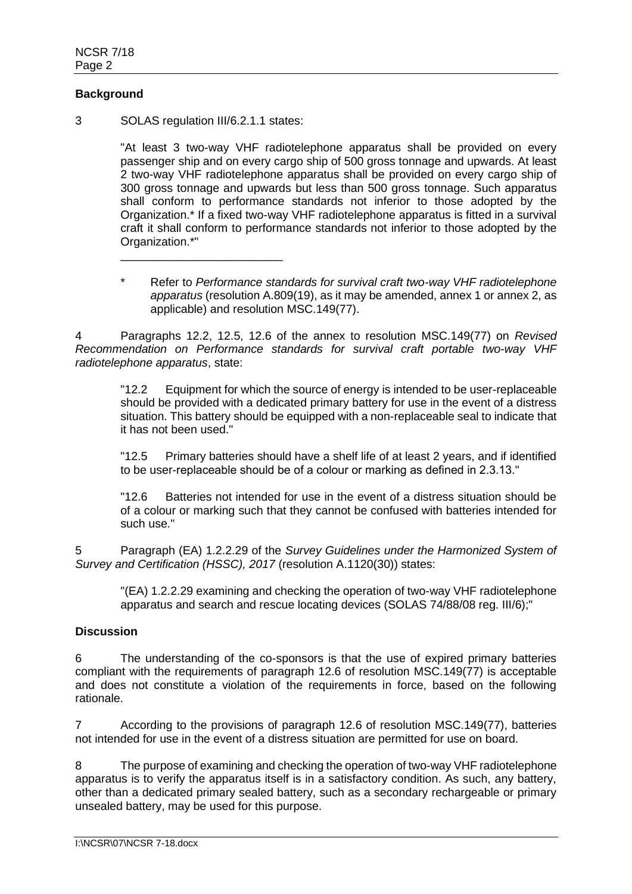**Background**

3 SOLAS regulation III/6.2.1.1 states:

> "At least 3 two-way VHF radiotelephone apparatus shall be provided on every passenger ship and on every cargo ship of 500 gross tonnage and upwards. At least 2 two-way VHF radiotelephone apparatus shall be provided on every cargo ship of 300 gross tonnage and upwards but less than 500 gross tonnage. Such apparatus shall conform to performance standards not inferior to those adopted by the Organization.* If a fixed two-way VHF radiotelephone apparatus is fitted in a survival craft it shall conform to performance standards not inferior to those adopted by the Organization.*"
>
> ---
>
> \* Refer to *Performance standards for survival craft two-way VHF radiotelephone apparatus* (resolution A.809(19), as it may be amended, annex 1 or annex 2, as applicable) and resolution MSC.149(77).

4 Paragraphs 12.2, 12.5, 12.6 of the annex to resolution MSC.149(77) on *Revised Recommendation on Performance standards for survival craft portable two-way VHF radiotelephone apparatus*, state:

> "12.2 Equipment for which the source of energy is intended to be user-replaceable should be provided with a dedicated primary battery for use in the event of a distress situation. This battery should be equipped with a non-replaceable seal to indicate that it has not been used."
>
> "12.5 Primary batteries should have a shelf life of at least 2 years, and if identified to be user-replaceable should be of a colour or marking as defined in 2.3.13."
>
> "12.6 Batteries not intended for use in the event of a distress situation should be of a colour or marking such that they cannot be confused with batteries intended for such use."

5 Paragraph (EA) 1.2.2.29 of the *Survey Guidelines under the Harmonized System of Survey and Certification (HSSC), 2017* (resolution A.1120(30)) states:

> "(EA) 1.2.2.29 examining and checking the operation of two-way VHF radiotelephone apparatus and search and rescue locating devices (SOLAS 74/88/08 reg. III/6);"

**Discussion**

6 The understanding of the co-sponsors is that the use of expired primary batteries compliant with the requirements of paragraph 12.6 of resolution MSC.149(77) is acceptable and does not constitute a violation of the requirements in force, based on the following rationale.

7 According to the provisions of paragraph 12.6 of resolution MSC.149(77), batteries not intended for use in the event of a distress situation are permitted for use on board.

8 The purpose of examining and checking the operation of two-way VHF radiotelephone apparatus is to verify the apparatus itself is in a satisfactory condition. As such, any battery, other than a dedicated primary sealed battery, such as a secondary rechargeable or primary unsealed battery, may be used for this purpose.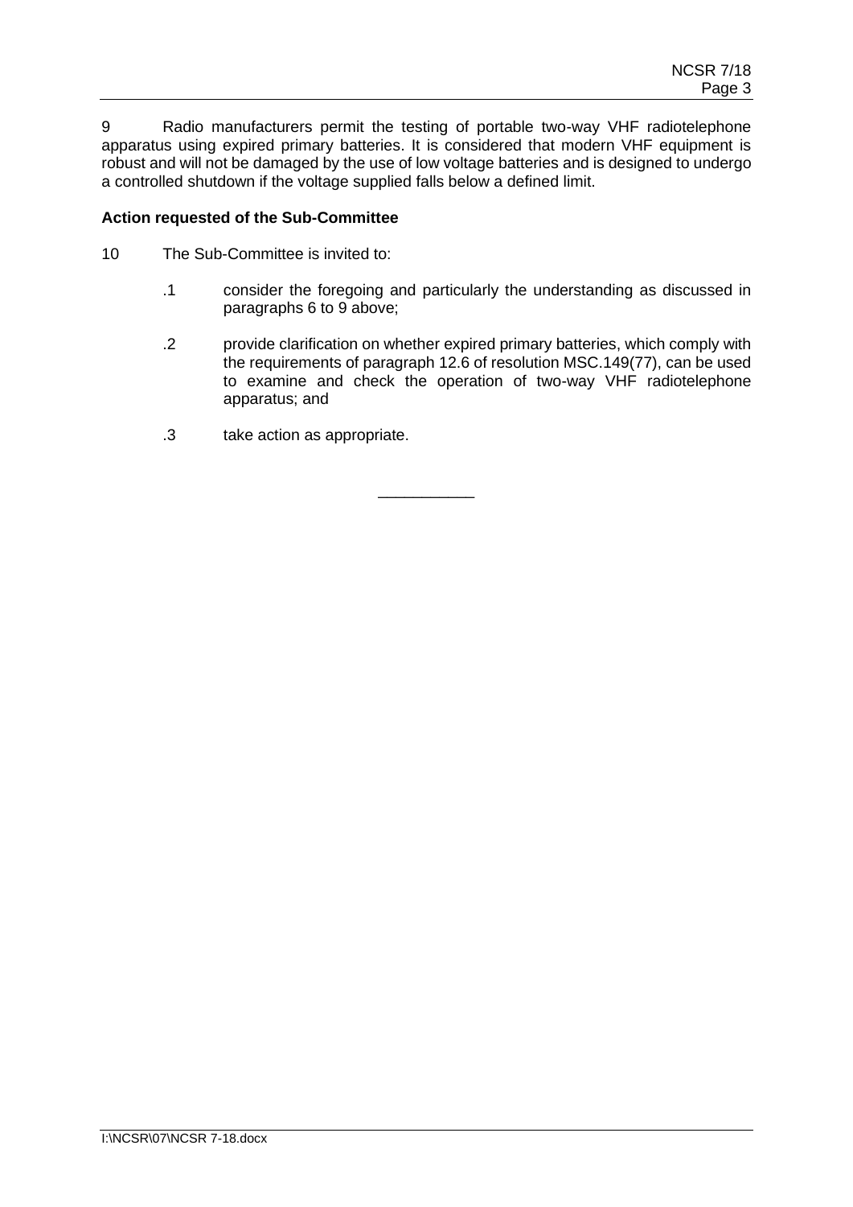9 Radio manufacturers permit the testing of portable two-way VHF radiotelephone apparatus using expired primary batteries. It is considered that modern VHF equipment is robust and will not be damaged by the use of low voltage batteries and is designed to undergo a controlled shutdown if the voltage supplied falls below a defined limit.

**Action requested of the Sub-Committee**

10 The Sub-Committee is invited to:

.1 consider the foregoing and particularly the understanding as discussed in paragraphs 6 to 9 above;

.2 provide clarification on whether expired primary batteries, which comply with the requirements of paragraph 12.6 of resolution MSC.149(77), can be used to examine and check the operation of two-way VHF radiotelephone apparatus; and

.3 take action as appropriate.

___________